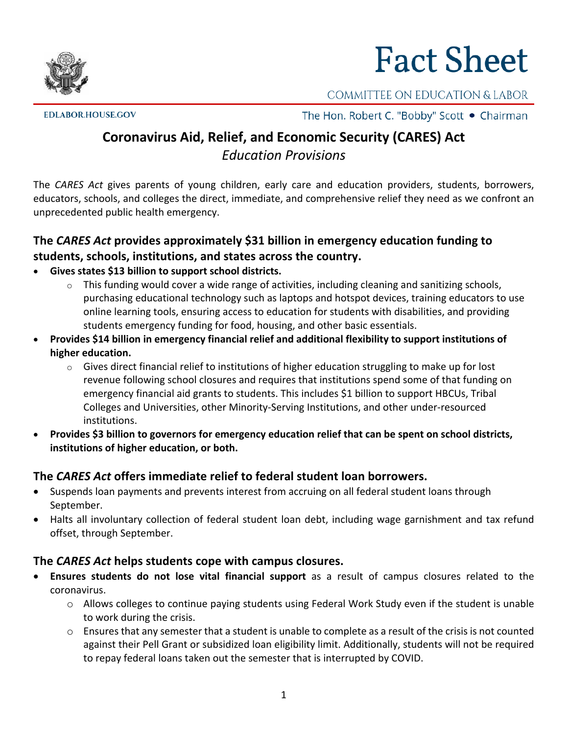# Fact Sheet

COMMITTEE ON EDUCATION & LABOR

EDLABOR.HOUSE.GOV

The Hon. Robert C. "Bobby" Scott • Chairman

## Coronavirus Aid, Relief, and Economic Security (CARES) Act

*Education Provisions*

The *CARES Act* gives parents of young children, early care and education providers, students, borrowers, educators, schools, and colleges the direct, immediate, and comprehensive relief they need as we confront an unprecedented public health emergency.

### The *CARES Act* provides approximately $31 billion in emergency education funding to students, schools, institutions, and states across the country.

- **Gives states $13 billion to support school districts.**
  - This funding would cover a wide range of activities, including cleaning and sanitizing schools, purchasing educational technology such as laptops and hotspot devices, training educators to use online learning tools, ensuring access to education for students with disabilities, and providing students emergency funding for food, housing, and other basic essentials.
- **Provides $14 billion in emergency financial relief and additional flexibility to support institutions of higher education.**
  - Gives direct financial relief to institutions of higher education struggling to make up for lost revenue following school closures and requires that institutions spend some of that funding on emergency financial aid grants to students. This includes $1 billion to support HBCUs, Tribal Colleges and Universities, other Minority-Serving Institutions, and other under-resourced institutions.
- **Provides $3 billion to governors for emergency education relief that can be spent on school districts, institutions of higher education, or both.**

### The *CARES Act* offers immediate relief to federal student loan borrowers.

- Suspends loan payments and prevents interest from accruing on all federal student loans through September.
- Halts all involuntary collection of federal student loan debt, including wage garnishment and tax refund offset, through September.

### The *CARES Act* helps students cope with campus closures.

- **Ensures students do not lose vital financial support** as a result of campus closures related to the coronavirus.
  - Allows colleges to continue paying students using Federal Work Study even if the student is unable to work during the crisis.
  - Ensures that any semester that a student is unable to complete as a result of the crisis is not counted against their Pell Grant or subsidized loan eligibility limit. Additionally, students will not be required to repay federal loans taken out the semester that is interrupted by COVID.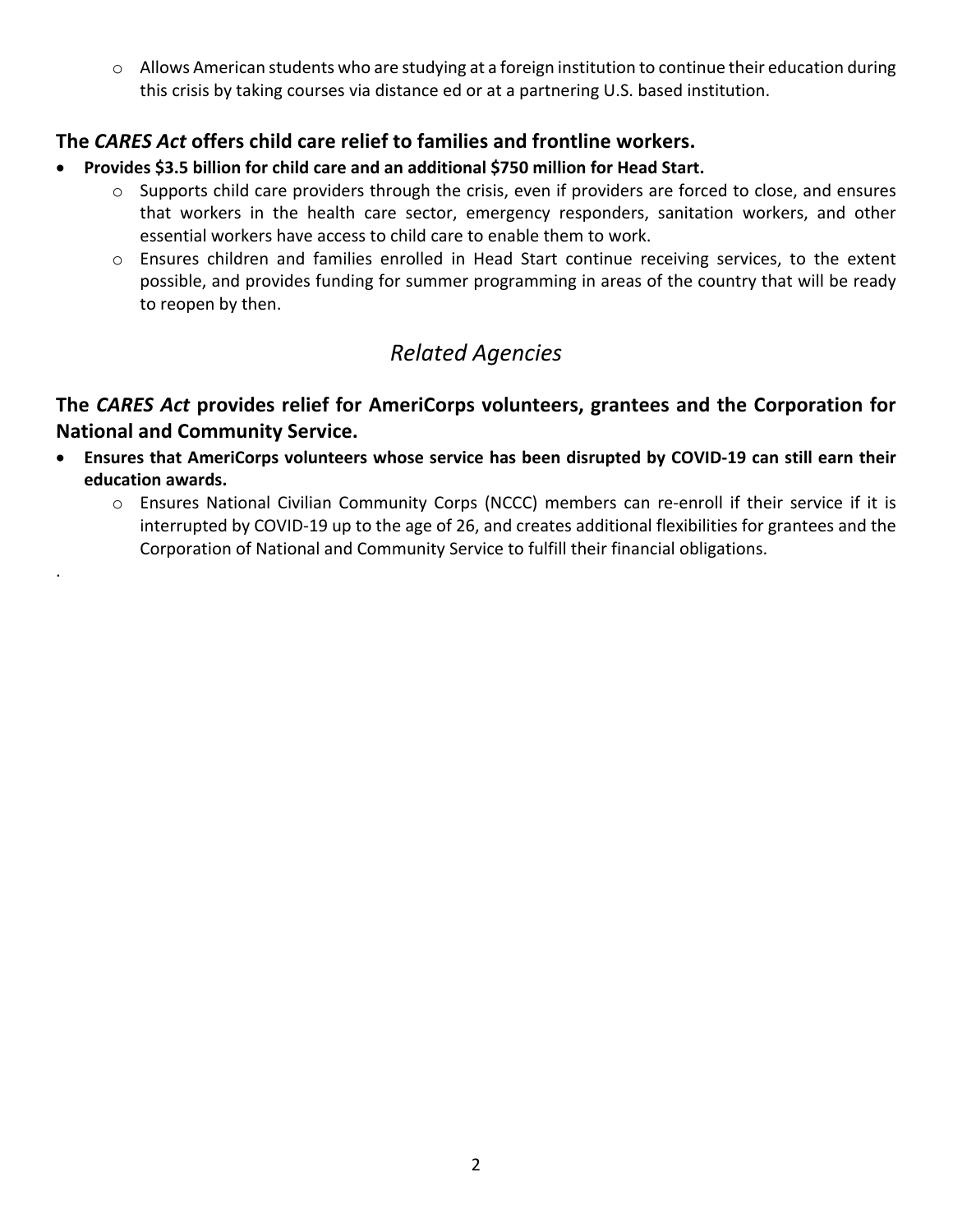- Allows American students who are studying at a foreign institution to continue their education during this crisis by taking courses via distance ed or at a partnering U.S. based institution.

## The *CARES Act* offers child care relief to families and frontline workers.

- **Provides $3.5 billion for child care and an additional $750 million for Head Start.**
  - Supports child care providers through the crisis, even if providers are forced to close, and ensures that workers in the health care sector, emergency responders, sanitation workers, and other essential workers have access to child care to enable them to work.
  - Ensures children and families enrolled in Head Start continue receiving services, to the extent possible, and provides funding for summer programming in areas of the country that will be ready to reopen by then.

# *Related Agencies*

## The *CARES Act* provides relief for AmeriCorps volunteers, grantees and the Corporation for National and Community Service.

- **Ensures that AmeriCorps volunteers whose service has been disrupted by COVID-19 can still earn their education awards.**
  - Ensures National Civilian Community Corps (NCCC) members can re-enroll if their service if it is interrupted by COVID-19 up to the age of 26, and creates additional flexibilities for grantees and the Corporation of National and Community Service to fulfill their financial obligations.

.